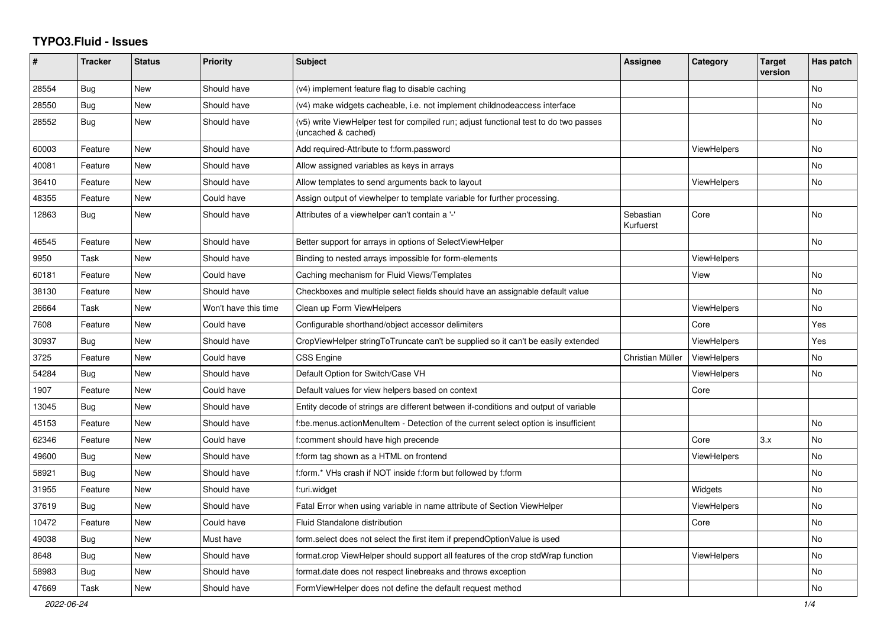# TYPO3.Fluid - Issues

| # | Tracker | Status | Priority | Subject | Assignee | Category | Target version | Has patch |
|---|---|---|---|---|---|---|---|---|
| 28554 | Bug | New | Should have | (v4) implement feature flag to disable caching | | | | No |
| 28550 | Bug | New | Should have | (v4) make widgets cacheable, i.e. not implement childnodeaccess interface | | | | No |
| 28552 | Bug | New | Should have | (v5) write ViewHelper test for compiled run; adjust functional test to do two passes (uncached & cached) | | | | No |
| 60003 | Feature | New | Should have | Add required-Attribute to f:form.password | | ViewHelpers | | No |
| 40081 | Feature | New | Should have | Allow assigned variables as keys in arrays | | | | No |
| 36410 | Feature | New | Should have | Allow templates to send arguments back to layout | | ViewHelpers | | No |
| 48355 | Feature | New | Could have | Assign output of viewhelper to template variable for further processing. | | | | |
| 12863 | Bug | New | Should have | Attributes of a viewhelper can't contain a '-' | Sebastian Kurfuerst | Core | | No |
| 46545 | Feature | New | Should have | Better support for arrays in options of SelectViewHelper | | | | No |
| 9950 | Task | New | Should have | Binding to nested arrays impossible for form-elements | | ViewHelpers | | |
| 60181 | Feature | New | Could have | Caching mechanism for Fluid Views/Templates | | View | | No |
| 38130 | Feature | New | Should have | Checkboxes and multiple select fields should have an assignable default value | | | | No |
| 26664 | Task | New | Won't have this time | Clean up Form ViewHelpers | | ViewHelpers | | No |
| 7608 | Feature | New | Could have | Configurable shorthand/object accessor delimiters | | Core | | Yes |
| 30937 | Bug | New | Should have | CropViewHelper stringToTruncate can't be supplied so it can't be easily extended | | ViewHelpers | | Yes |
| 3725 | Feature | New | Could have | CSS Engine | Christian Müller | ViewHelpers | | No |
| 54284 | Bug | New | Should have | Default Option for Switch/Case VH | | ViewHelpers | | No |
| 1907 | Feature | New | Could have | Default values for view helpers based on context | | Core | | |
| 13045 | Bug | New | Should have | Entity decode of strings are different between if-conditions and output of variable | | | | |
| 45153 | Feature | New | Should have | f:be.menus.actionMenuItem - Detection of the current select option is insufficient | | | | No |
| 62346 | Feature | New | Could have | f:comment should have high precende | | Core | 3.x | No |
| 49600 | Bug | New | Should have | f:form tag shown as a HTML on frontend | | ViewHelpers | | No |
| 58921 | Bug | New | Should have | f:form.* VHs crash if NOT inside f:form but followed by f:form | | | | No |
| 31955 | Feature | New | Should have | f:uri.widget | | Widgets | | No |
| 37619 | Bug | New | Should have | Fatal Error when using variable in name attribute of Section ViewHelper | | ViewHelpers | | No |
| 10472 | Feature | New | Could have | Fluid Standalone distribution | | Core | | No |
| 49038 | Bug | New | Must have | form.select does not select the first item if prependOptionValue is used | | | | No |
| 8648 | Bug | New | Should have | format.crop ViewHelper should support all features of the crop stdWrap function | | ViewHelpers | | No |
| 58983 | Bug | New | Should have | format.date does not respect linebreaks and throws exception | | | | No |
| 47669 | Task | New | Should have | FormViewHelper does not define the default request method | | | | No |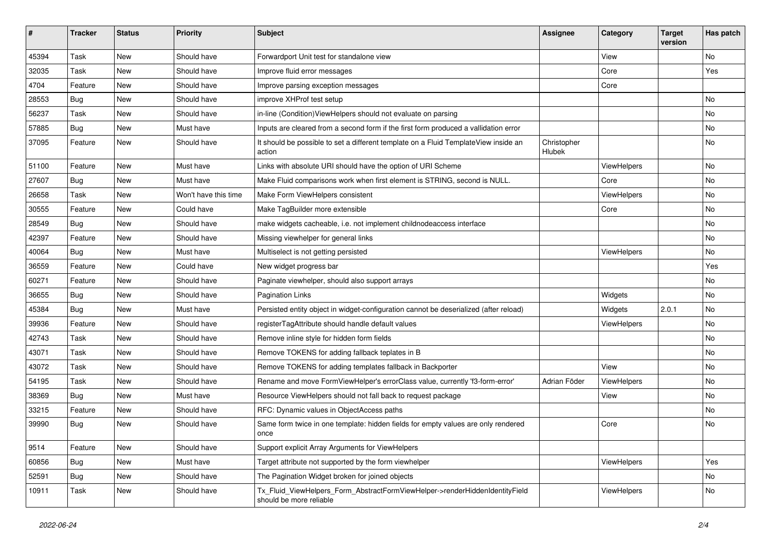| # | Tracker | Status | Priority | Subject | Assignee | Category | Target version | Has patch |
|---|---|---|---|---|---|---|---|---|
| 45394 | Task | New | Should have | Forwardport Unit test for standalone view | | View | | No |
| 32035 | Task | New | Should have | Improve fluid error messages | | Core | | Yes |
| 4704 | Feature | New | Should have | Improve parsing exception messages | | Core | | |
| 28553 | Bug | New | Should have | improve XHProf test setup | | | | No |
| 56237 | Task | New | Should have | in-line (Condition)ViewHelpers should not evaluate on parsing | | | | No |
| 57885 | Bug | New | Must have | Inputs are cleared from a second form if the first form produced a vallidation error | | | | No |
| 37095 | Feature | New | Should have | It should be possible to set a different template on a Fluid TemplateView inside an action | Christopher Hlubek | | | No |
| 51100 | Feature | New | Must have | Links with absolute URI should have the option of URI Scheme | | ViewHelpers | | No |
| 27607 | Bug | New | Must have | Make Fluid comparisons work when first element is STRING, second is NULL. | | Core | | No |
| 26658 | Task | New | Won't have this time | Make Form ViewHelpers consistent | | ViewHelpers | | No |
| 30555 | Feature | New | Could have | Make TagBuilder more extensible | | Core | | No |
| 28549 | Bug | New | Should have | make widgets cacheable, i.e. not implement childnodeaccess interface | | | | No |
| 42397 | Feature | New | Should have | Missing viewhelper for general links | | | | No |
| 40064 | Bug | New | Must have | Multiselect is not getting persisted | | ViewHelpers | | No |
| 36559 | Feature | New | Could have | New widget progress bar | | | | Yes |
| 60271 | Feature | New | Should have | Paginate viewhelper, should also support arrays | | | | No |
| 36655 | Bug | New | Should have | Pagination Links | | Widgets | | No |
| 45384 | Bug | New | Must have | Persisted entity object in widget-configuration cannot be deserialized (after reload) | | Widgets | 2.0.1 | No |
| 39936 | Feature | New | Should have | registerTagAttribute should handle default values | | ViewHelpers | | No |
| 42743 | Task | New | Should have | Remove inline style for hidden form fields | | | | No |
| 43071 | Task | New | Should have | Remove TOKENS for adding fallback teplates in B | | | | No |
| 43072 | Task | New | Should have | Remove TOKENS for adding templates fallback in Backporter | | View | | No |
| 54195 | Task | New | Should have | Rename and move FormViewHelper's errorClass value, currently 'f3-form-error' | Adrian Föder | ViewHelpers | | No |
| 38369 | Bug | New | Must have | Resource ViewHelpers should not fall back to request package | | View | | No |
| 33215 | Feature | New | Should have | RFC: Dynamic values in ObjectAccess paths | | | | No |
| 39990 | Bug | New | Should have | Same form twice in one template: hidden fields for empty values are only rendered once | | Core | | No |
| 9514 | Feature | New | Should have | Support explicit Array Arguments for ViewHelpers | | | | |
| 60856 | Bug | New | Must have | Target attribute not supported by the form viewhelper | | ViewHelpers | | Yes |
| 52591 | Bug | New | Should have | The Pagination Widget broken for joined objects | | | | No |
| 10911 | Task | New | Should have | Tx_Fluid_ViewHelpers_Form_AbstractFormViewHelper->renderHiddenIdentityField should be more reliable | | ViewHelpers | | No |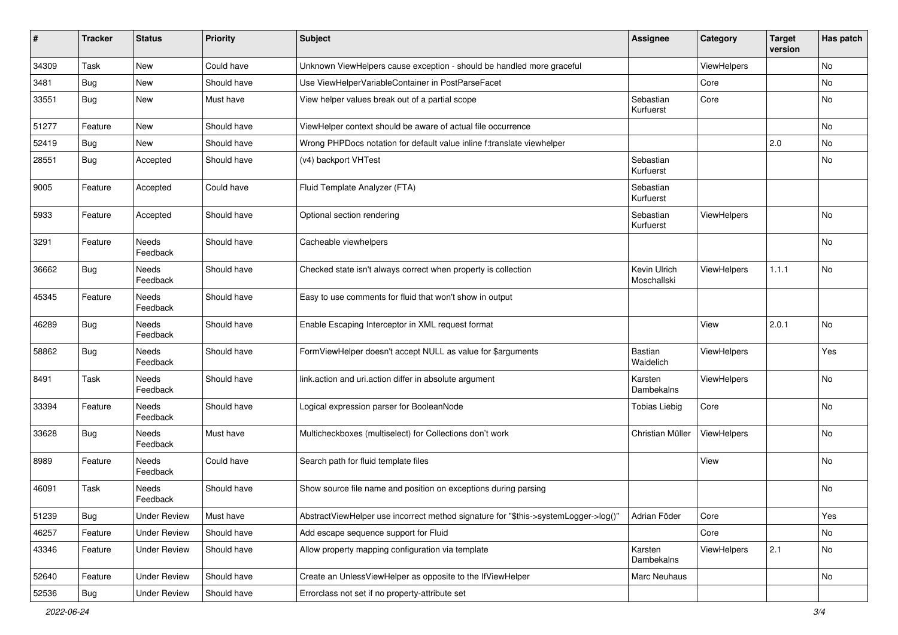| # | Tracker | Status | Priority | Subject | Assignee | Category | Target version | Has patch |
|---|---|---|---|---|---|---|---|---|
| 34309 | Task | New | Could have | Unknown ViewHelpers cause exception - should be handled more graceful | | ViewHelpers | | No |
| 3481 | Bug | New | Should have | Use ViewHelperVariableContainer in PostParseFacet | | Core | | No |
| 33551 | Bug | New | Must have | View helper values break out of a partial scope | Sebastian Kurfuerst | Core | | No |
| 51277 | Feature | New | Should have | ViewHelper context should be aware of actual file occurrence | | | | No |
| 52419 | Bug | New | Should have | Wrong PHPDocs notation for default value inline f:translate viewhelper | | | 2.0 | No |
| 28551 | Bug | Accepted | Should have | (v4) backport VHTest | Sebastian Kurfuerst | | | No |
| 9005 | Feature | Accepted | Could have | Fluid Template Analyzer (FTA) | Sebastian Kurfuerst | | | |
| 5933 | Feature | Accepted | Should have | Optional section rendering | Sebastian Kurfuerst | ViewHelpers | | No |
| 3291 | Feature | Needs Feedback | Should have | Cacheable viewhelpers | | | | No |
| 36662 | Bug | Needs Feedback | Should have | Checked state isn't always correct when property is collection | Kevin Ulrich Moschallski | ViewHelpers | 1.1.1 | No |
| 45345 | Feature | Needs Feedback | Should have | Easy to use comments for fluid that won't show in output | | | | |
| 46289 | Bug | Needs Feedback | Should have | Enable Escaping Interceptor in XML request format | | View | 2.0.1 | No |
| 58862 | Bug | Needs Feedback | Should have | FormViewHelper doesn't accept NULL as value for $arguments | Bastian Waidelich | ViewHelpers | | Yes |
| 8491 | Task | Needs Feedback | Should have | link.action and uri.action differ in absolute argument | Karsten Dambekalns | ViewHelpers | | No |
| 33394 | Feature | Needs Feedback | Should have | Logical expression parser for BooleanNode | Tobias Liebig | Core | | No |
| 33628 | Bug | Needs Feedback | Must have | Multicheckboxes (multiselect) for Collections don't work | Christian Müller | ViewHelpers | | No |
| 8989 | Feature | Needs Feedback | Could have | Search path for fluid template files | | View | | No |
| 46091 | Task | Needs Feedback | Should have | Show source file name and position on exceptions during parsing | | | | No |
| 51239 | Bug | Under Review | Must have | AbstractViewHelper use incorrect method signature for "$this->systemLogger->log()" | Adrian Föder | Core | | Yes |
| 46257 | Feature | Under Review | Should have | Add escape sequence support for Fluid | | Core | | No |
| 43346 | Feature | Under Review | Should have | Allow property mapping configuration via template | Karsten Dambekalns | ViewHelpers | 2.1 | No |
| 52640 | Feature | Under Review | Should have | Create an UnlessViewHelper as opposite to the IfViewHelper | Marc Neuhaus | | | No |
| 52536 | Bug | Under Review | Should have | Errorclass not set if no property-attribute set | | | | |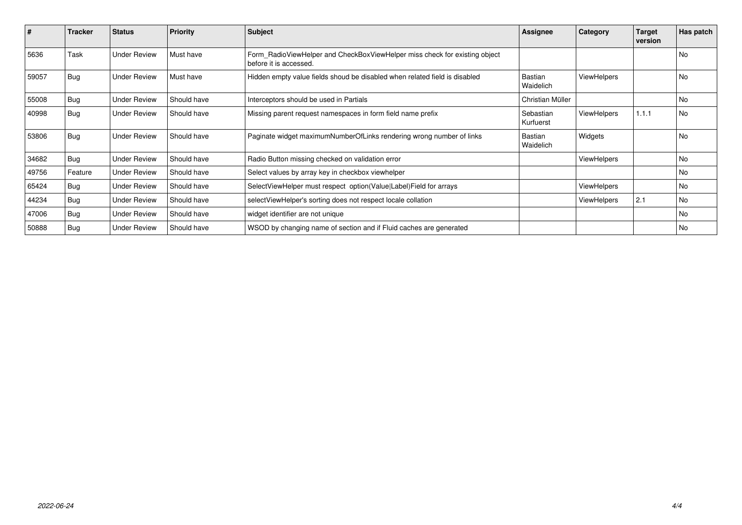| # | Tracker | Status | Priority | Subject | Assignee | Category | Target version | Has patch |
|---|---|---|---|---|---|---|---|---|
| 5636 | Task | Under Review | Must have | Form_RadioViewHelper and CheckBoxViewHelper miss check for existing object before it is accessed. | | | | No |
| 59057 | Bug | Under Review | Must have | Hidden empty value fields shoud be disabled when related field is disabled | Bastian Waidelich | ViewHelpers | | No |
| 55008 | Bug | Under Review | Should have | Interceptors should be used in Partials | Christian Müller | | | No |
| 40998 | Bug | Under Review | Should have | Missing parent request namespaces in form field name prefix | Sebastian Kurfuerst | ViewHelpers | 1.1.1 | No |
| 53806 | Bug | Under Review | Should have | Paginate widget maximumNumberOfLinks rendering wrong number of links | Bastian Waidelich | Widgets | | No |
| 34682 | Bug | Under Review | Should have | Radio Button missing checked on validation error | | ViewHelpers | | No |
| 49756 | Feature | Under Review | Should have | Select values by array key in checkbox viewhelper | | | | No |
| 65424 | Bug | Under Review | Should have | SelectViewHelper must respect option(Value\|Label)Field for arrays | | ViewHelpers | | No |
| 44234 | Bug | Under Review | Should have | selectViewHelper's sorting does not respect locale collation | | ViewHelpers | 2.1 | No |
| 47006 | Bug | Under Review | Should have | widget identifier are not unique | | | | No |
| 50888 | Bug | Under Review | Should have | WSOD by changing name of section and if Fluid caches are generated | | | | No |